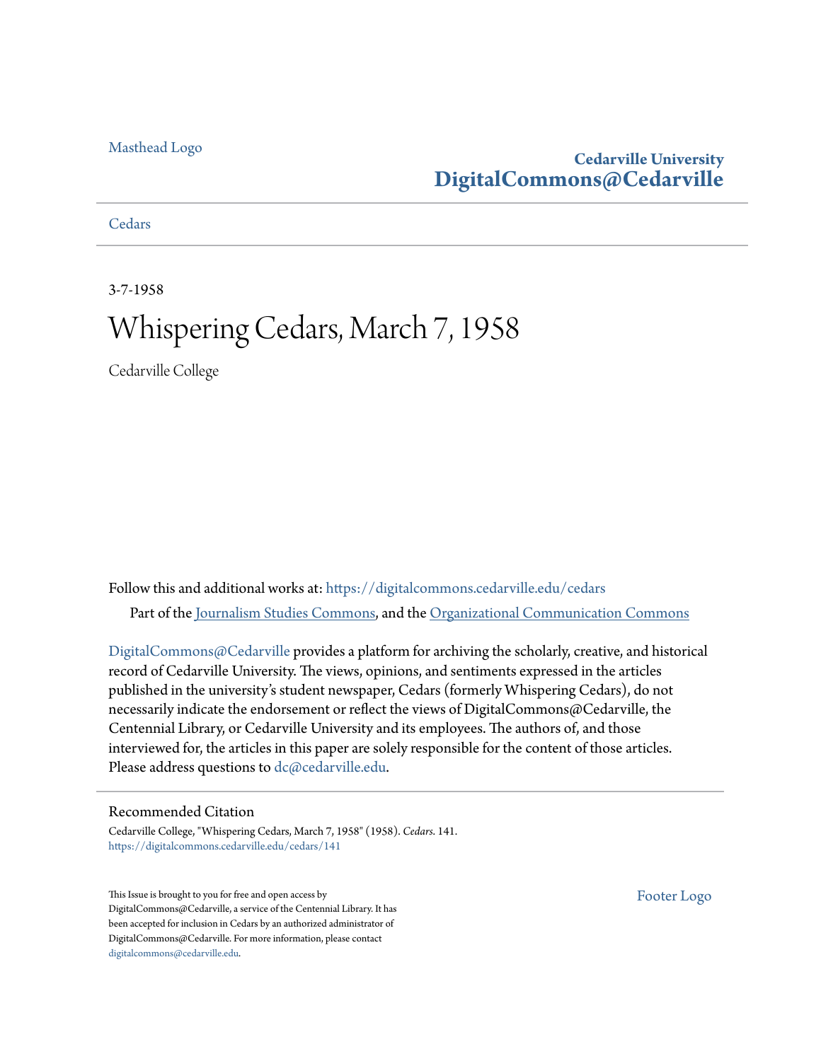Masthead Logo

**Cedarville University**
**DigitalCommons@Cedarville**

Cedars

3-7-1958

# Whispering Cedars, March 7, 1958

Cedarville College

Follow this and additional works at: https://digitalcommons.cedarville.edu/cedars

Part of the Journalism Studies Commons, and the Organizational Communication Commons

DigitalCommons@Cedarville provides a platform for archiving the scholarly, creative, and historical record of Cedarville University. The views, opinions, and sentiments expressed in the articles published in the university's student newspaper, Cedars (formerly Whispering Cedars), do not necessarily indicate the endorsement or reflect the views of DigitalCommons@Cedarville, the Centennial Library, or Cedarville University and its employees. The authors of, and those interviewed for, the articles in this paper are solely responsible for the content of those articles. Please address questions to dc@cedarville.edu.

## Recommended Citation

Cedarville College, "Whispering Cedars, March 7, 1958" (1958). *Cedars*. 141.
https://digitalcommons.cedarville.edu/cedars/141

This Issue is brought to you for free and open access by DigitalCommons@Cedarville, a service of the Centennial Library. It has been accepted for inclusion in Cedars by an authorized administrator of DigitalCommons@Cedarville. For more information, please contact digitalcommons@cedarville.edu.

Footer Logo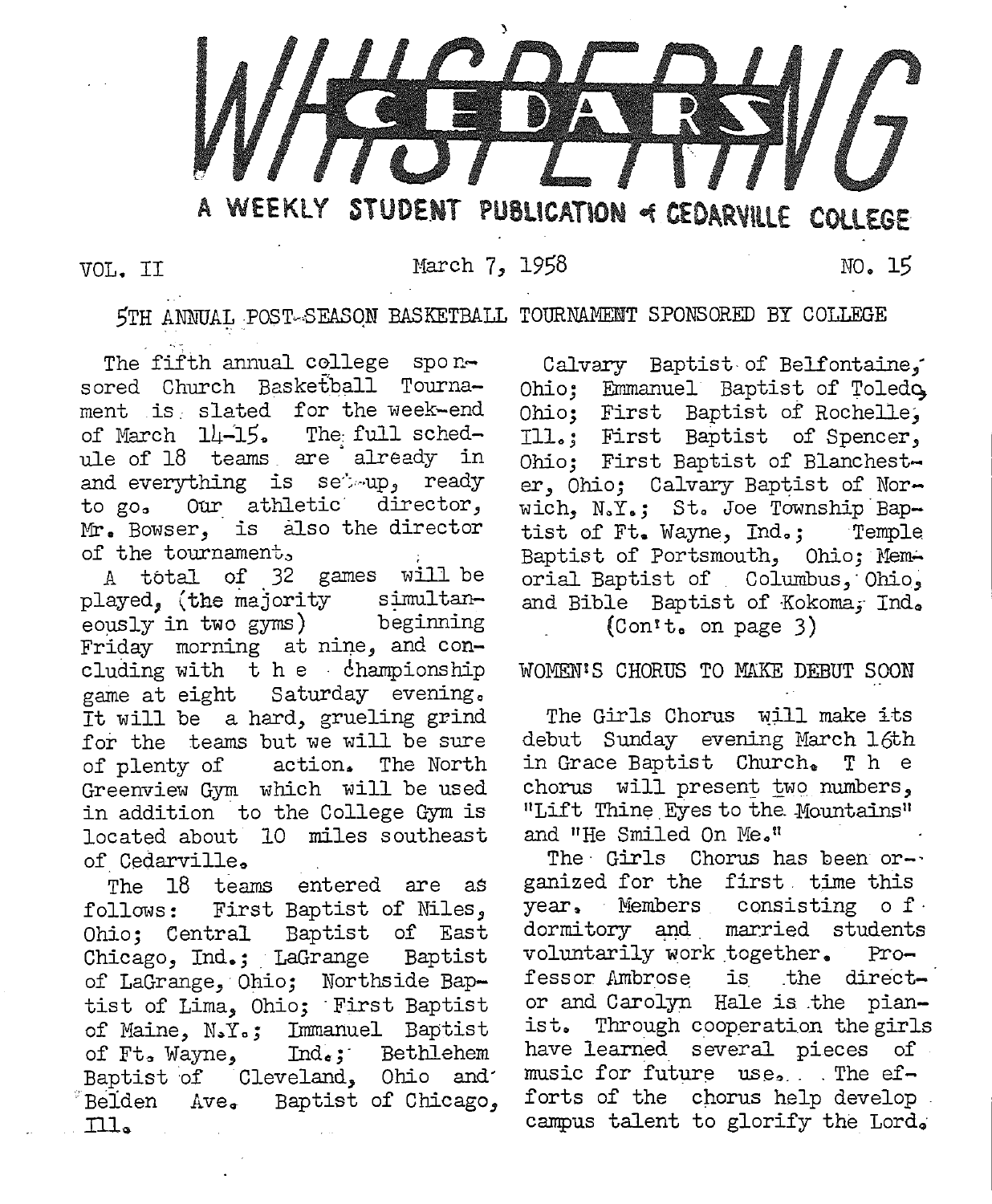# WHISPERING CEDARS

A WEEKLY STUDENT PUBLICATION of CEDARVILLE COLLEGE

VOL. II — March 7, 1958 — NO. 15

## 5TH ANNUAL POST-SEASON BASKETBALL TOURNAMENT SPONSORED BY COLLEGE

The fifth annual college sponsored Church Basketball Tournament is slated for the week-end of March 14-15. The full schedule of 18 teams are already in and everything is set-up, ready to go. Our athletic director, Mr. Bowser, is also the director of the tournament.

A total of 32 games will be played, (the majority simultaneously in two gyms) beginning Friday morning at nine, and concluding with the championship game at eight Saturday evening. It will be a hard, grueling grind for the teams but we will be sure of plenty of action. The North Greenview Gym which will be used in addition to the College Gym is located about 10 miles southeast of Cedarville.

The 18 teams entered are as follows: First Baptist of Niles, Ohio; Central Baptist of East Chicago, Ind.; LaGrange Baptist of LaGrange, Ohio; Northside Baptist of Lima, Ohio; First Baptist of Maine, N.Y.; Immanuel Baptist of Ft. Wayne, Ind.; Bethlehem Baptist of Cleveland, Ohio and Belden Ave. Baptist of Chicago, Ill. Calvary Baptist of Belfontaine, Ohio; Emmanuel Baptist of Toledo, Ohio; First Baptist of Rochelle, Ill.; First Baptist of Spencer, Ohio; First Baptist of Blanchester, Ohio; Calvary Baptist of Norwich, N.Y.; St. Joe Township Baptist of Ft. Wayne, Ind.; Temple Baptist of Portsmouth, Ohio; Memorial Baptist of Columbus, Ohio, and Bible Baptist of Kokoma, Ind.

(Con't. on page 3)

## WOMEN'S CHORUS TO MAKE DEBUT SOON

The Girls Chorus will make its debut Sunday evening March 16th in Grace Baptist Church. The chorus will present two numbers, "Lift Thine Eyes to the Mountains" and "He Smiled On Me."

The Girls Chorus has been organized for the first time this year. Members consisting of dormitory and married students voluntarily work together. Professor Ambrose is the director and Carolyn Hale is the pianist. Through cooperation the girls have learned several pieces of music for future use. The efforts of the chorus help develop campus talent to glorify the Lord.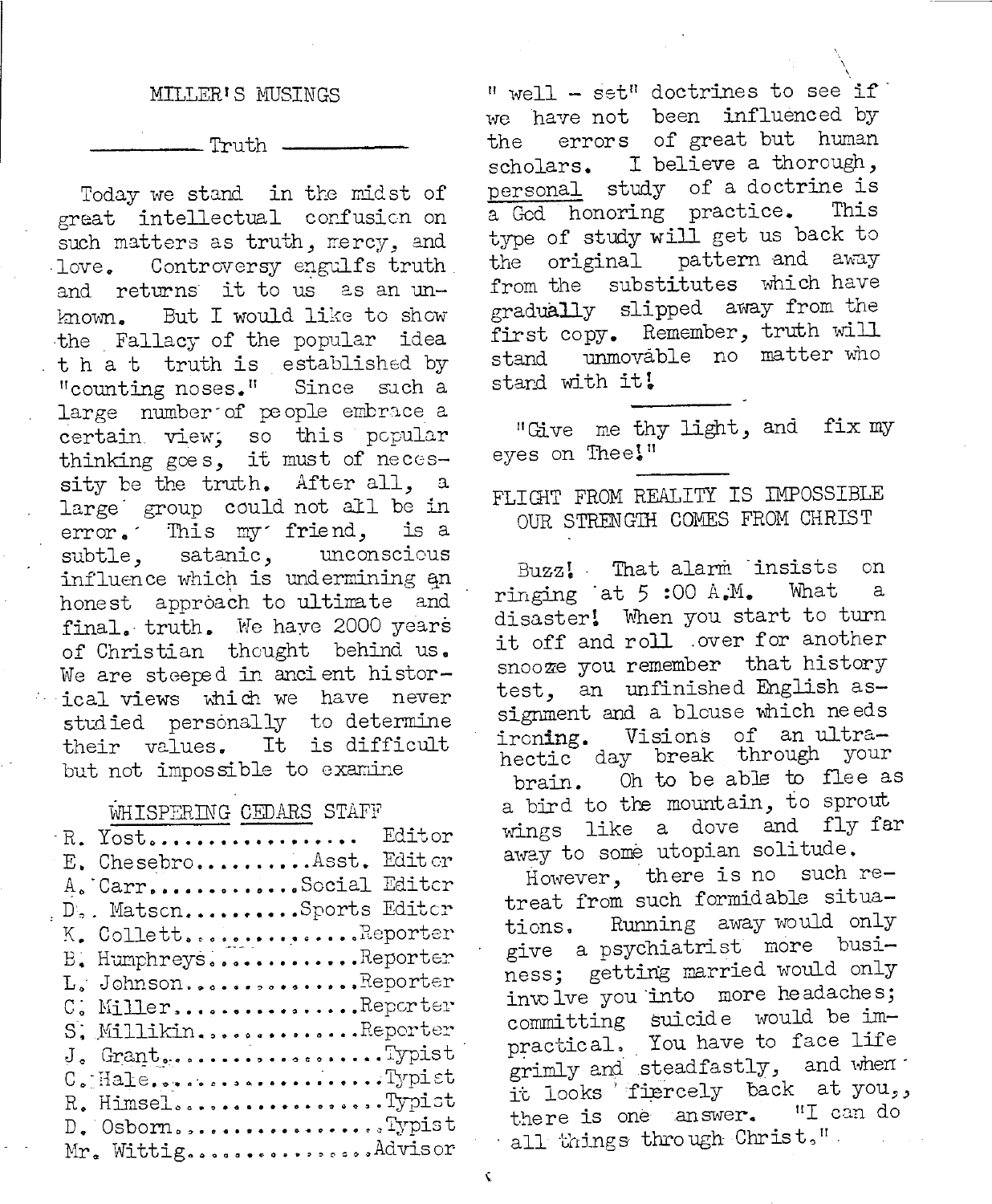## MILLER'S MUSINGS

### Truth

Today we stand in the midst of great intellectual confusion on such matters as truth, mercy, and love. Controversy engulfs truth and returns it to us as an unknown. But I would like to show the Fallacy of the popular idea that truth is established by "counting noses." Since such a large number of people embrace a certain view; so this popular thinking goes, it must of necessity be the truth. After all, a large group could not all be in error. This my friend, is a subtle, satanic, unconscious influence which is undermining an honest approach to ultimate and final. truth. We have 2000 years of Christian thought behind us. We are steeped in ancient historical views which we have never studied personally to determine their values. It is difficult but not impossible to examine "well - set" doctrines to see if we have not been influenced by the errors of great but human scholars. I believe a thorough, personal study of a doctrine is a God honoring practice. This type of study will get us back to the original pattern and away from the substitutes which have gradually slipped away from the first copy. Remember, truth will stand unmovable no matter who stand with it!

## WHISPERING CEDARS STAFF

| | |
|---|---|
| R. Yost | Editor |
| E. Chesebro | Asst. Editor |
| A. Carr | Social Editor |
| D. Matson | Sports Editor |
| K. Collett | Reporter |
| B. Humphreys | Reporter |
| L. Johnson | Reporter |
| C. Miller | Reporter |
| S. Millikin | Reporter |
| J. Grant | Typist |
| C. Hale | Typist |
| R. Himsel | Typist |
| D. Osborn | Typist |
| Mr. Wittig | Advisor |

---

"Give me thy light, and fix my eyes on Thee!"

---

## FLIGHT FROM REALITY IS IMPOSSIBLE OUR STRENGTH COMES FROM CHRIST

Buzz! That alarm insists on ringing at 5 :00 A.M. What a disaster! When you start to turn it off and roll over for another snooze you remember that history test, an unfinished English assignment and a blouse which needs ironing. Visions of an ultra-hectic day break through your brain. Oh to be able to flee as a bird to the mountain, to sprout wings like a dove and fly far away to some utopian solitude.

However, there is no such retreat from such formidable situations. Running away would only give a psychiatrist more business; getting married would only involve you into more headaches; committing suicide would be impractical. You have to face life grimly and steadfastly, and when it looks fiercely back at you, there is one answer. "I can do all things through Christ."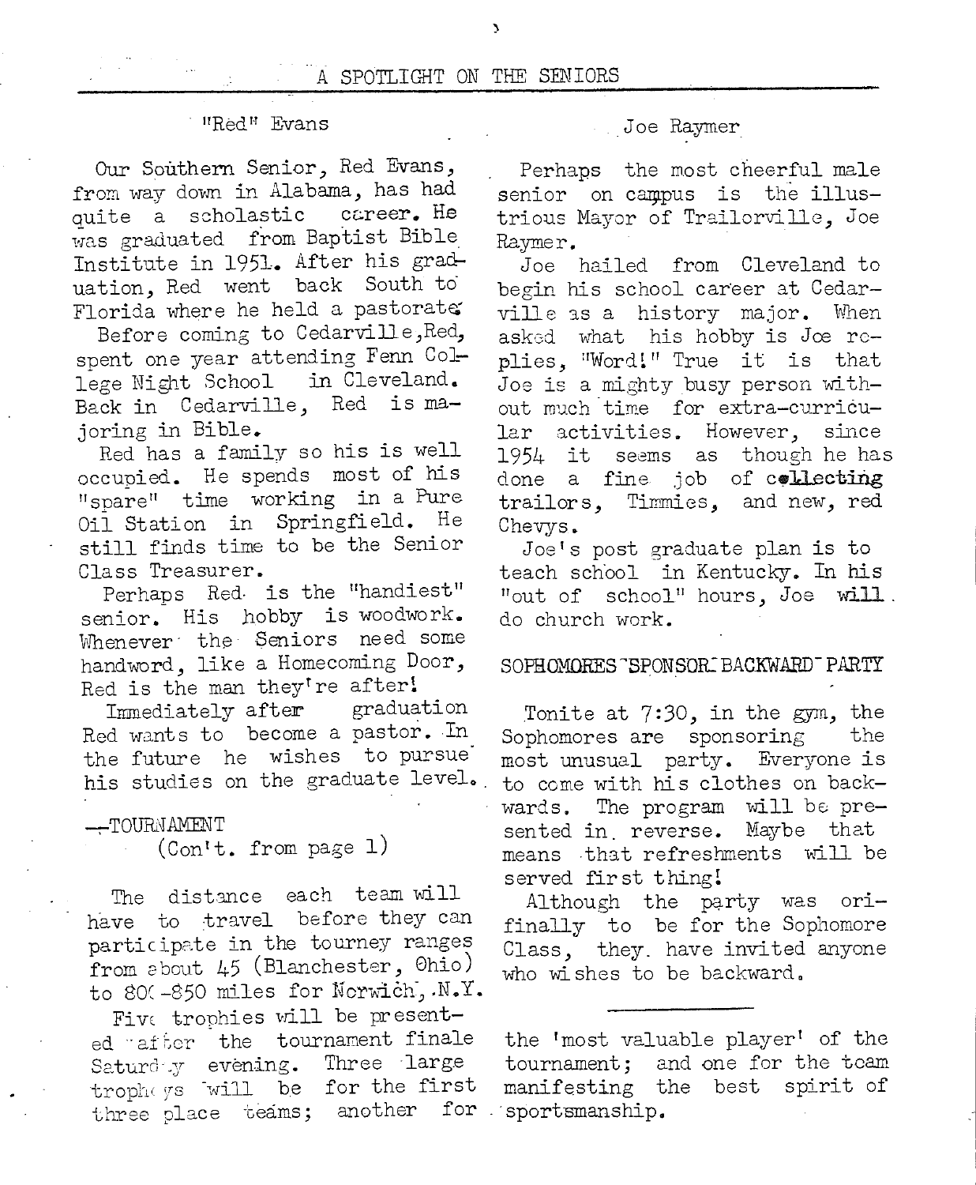# A SPOTLIGHT ON THE SENIORS

## "Red" Evans

Our Southern Senior, Red Evans, from way down in Alabama, has had quite a scholastic career. He was graduated from Baptist Bible Institute in 1951. After his graduation, Red went back South to Florida where he held a pastorate.

Before coming to Cedarville, Red, spent one year attending Fenn College Night School in Cleveland. Back in Cedarville, Red is majoring in Bible.

Red has a family so his is well occupied. He spends most of his "spare" time working in a Pure Oil Station in Springfield. He still finds time to be the Senior Class Treasurer.

Perhaps Red is the "handiest" senior. His hobby is woodwork. Whenever the Seniors need some handword, like a Homecoming Door, Red is the man they're after!

Immediately after graduation Red wants to become a pastor. In the future he wishes to pursue his studies on the graduate level.

## Joe Raymer

Perhaps the most cheerful male senior on campus is the illustrious Mayor of Trailorville, Joe Raymer.

Joe hailed from Cleveland to begin his school career at Cedarville as a history major. When asked what his hobby is Joe replies, "Word!" True it is that Joe is a mighty busy person without much time for extra-curricular activities. However, since 1954 it seems as though he has done a fine job of **collecting** trailors, Timmies, and new, red Chevys.

Joe's post graduate plan is to teach school in Kentucky. In his "out of school" hours, Joe **will** do church work.

## —TOURNAMENT
(Con't. from page 1)

The distance each team will have to travel before they can participate in the tourney ranges from about 45 (Blanchester, Ohio) to 800-850 miles for Norwich, N.Y.

Five trophies will be presented after the tournament finale Saturday evening. Three large trophys will be for the first three place teams; another for the 'most valuable player' of the tournament; and one for the team manifesting the best spirit of sportsmanship.

## SOPHOMORES SPONSOR BACKWARD PARTY

Tonite at 7:30, in the gym, the Sophomores are sponsoring the most unusual party. Everyone is to come with his clothes on backwards. The program will be presented in reverse. Maybe that means that refreshments will be served first thing!

Although the party was orifinally to be for the Sophomore Class, they have invited anyone who wishes to be backward.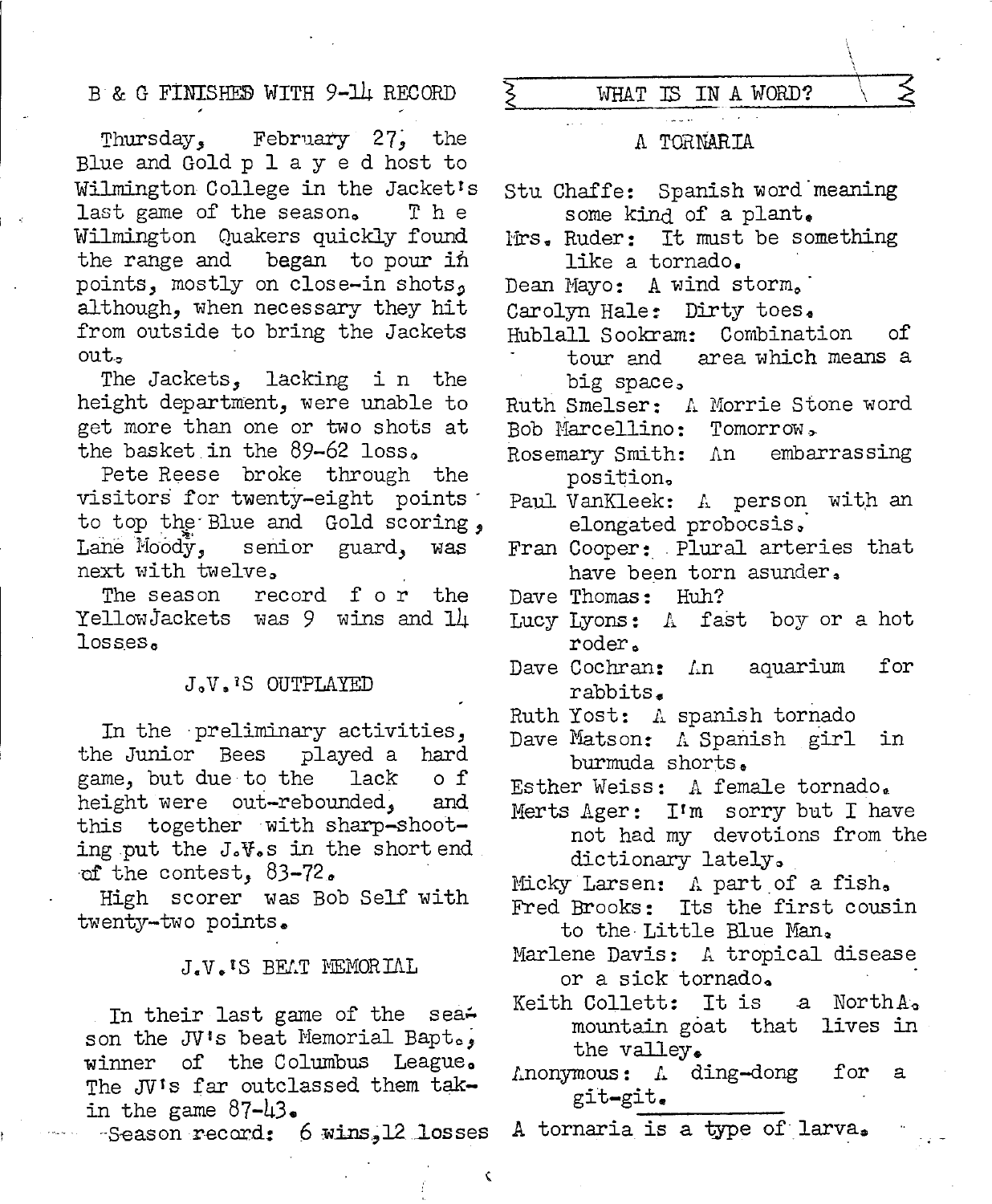## B & G FINISHED WITH 9-14 RECORD

Thursday, February 27, the Blue and Gold played host to Wilmington College in the Jacket's last game of the season. The Wilmington Quakers quickly found the range and began to pour in points, mostly on close-in shots, although, when necessary they hit from outside to bring the Jackets out.

The Jackets, lacking in the height department, were unable to get more than one or two shots at the basket in the 89-62 loss.

Pete Reese broke through the visitors for twenty-eight points to top the Blue and Gold scoring, Lane Moody, senior guard, was next with twelve.

The season record for the YellowJackets was 9 wins and 14 losses.

## J.V.'S OUTPLAYED

In the preliminary activities, the Junior Bees played a hard game, but due to the lack of height were out-rebounded, and this together with sharp-shooting put the J.V.s in the short end of the contest, 83-72.

High scorer was Bob Self with twenty-two points.

## J.V.'S BEAT MEMORIAL

In their last game of the season the JV's beat Memorial Bapt., winner of the Columbus League. The JV's far outclassed them takin the game 87-43.

Season record: 6 wins, 12 losses

## WHAT IS IN A WORD?

### A TORNARIA

Stu Chaffe: Spanish word meaning some kind of a plant.
Mrs. Ruder: It must be something like a tornado.
Dean Mayo: A wind storm.
Carolyn Hale: Dirty toes.
Hublall Sookram: Combination of tour and area which means a big space.
Ruth Smelser: A Morrie Stone word
Bob Marcellino: Tomorrow.
Rosemary Smith: An embarrassing position.
Paul VanKleek: A person with an elongated probocsis.
Fran Cooper: Plural arteries that have been torn asunder.
Dave Thomas: Huh?
Lucy Lyons: A fast boy or a hot roder.
Dave Cochran: An aquarium for rabbits.
Ruth Yost: A spanish tornado
Dave Matson: A Spanish girl in burmuda shorts.
Esther Weiss: A female tornado.
Merts Ager: I'm sorry but I have not had my devotions from the dictionary lately.
Micky Larsen: A part of a fish.
Fred Brooks: Its the first cousin to the Little Blue Man.
Marlene Davis: A tropical disease or a sick tornado.
Keith Collett: It is a North A. mountain goat that lives in the valley.
Anonymous: A ding-dong for a git-git.

A tornaria is a type of larva.